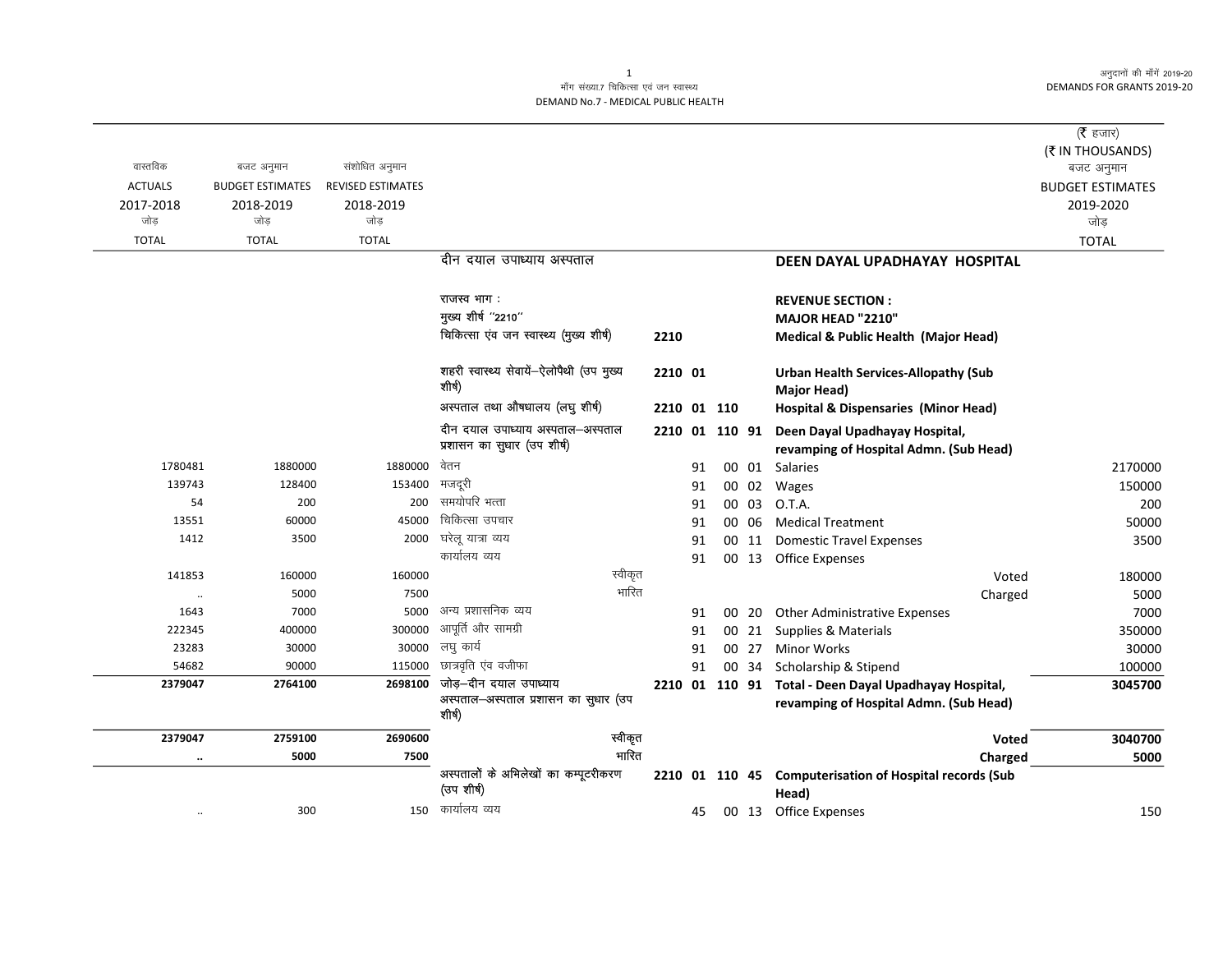मॉंग संख्या.7 चिकित्सा एवं जन स्वास्थ्य
DEMAND No.7 - MEDICAL PUBLIC HEALTH

अनुदानों की मॉंगें 2019-20
DEMANDS FOR GRANTS 2019-20

(₹ हजार)
(₹ IN THOUSANDS)

| वास्तविक ACTUALS 2017-2018 जोड़ TOTAL | बजट अनुमान BUDGET ESTIMATES 2018-2019 जोड़ TOTAL | संशोधित अनुमान REVISED ESTIMATES 2018-2019 जोड़ TOTAL | | | | | | | बजट अनुमान BUDGET ESTIMATES 2019-2020 जोड़ TOTAL |
|---|---|---|---|---|---|---|---|---|---|
| | | | दीन दयाल उपाध्याय अस्पताल | | | | | **DEEN DAYAL UPADHAYAY HOSPITAL** | |
| | | | राजस्व भाग : | | | | | **REVENUE SECTION :** | |
| | | | मुख्य शीर्ष "2210" | | | | | **MAJOR HEAD "2210"** | |
| | | | चिकित्सा एंव जन स्वास्थ्य (मुख्य शीर्ष) | 2210 | | | | **Medical & Public Health (Major Head)** | |
| | | | शहरी स्वास्थ्य सेवायें–ऐलोपैथी (उप मुख्य शीर्ष) | 2210 01 | | | | **Urban Health Services-Allopathy (Sub Major Head)** | |
| | | | अस्पताल तथा औषधालय (लघु शीर्ष) | 2210 01 110 | | | | **Hospital & Dispensaries (Minor Head)** | |
| | | | दीन दयाल उपाध्याय अस्पताल–अस्पताल प्रशासन का सुधार (उप शीर्ष) | 2210 01 110 91 | | | | **Deen Dayal Upadhayay Hospital, revamping of Hospital Admn. (Sub Head)** | |
| 1780481 | 1880000 | 1880000 | वेतन | | 91 | 00 | 01 | Salaries | 2170000 |
| 139743 | 128400 | 153400 | मजदूरी | | 91 | 00 | 02 | Wages | 150000 |
| 54 | 200 | 200 | समयोपरि भत्ता | | 91 | 00 | 03 | O.T.A. | 200 |
| 13551 | 60000 | 45000 | चिकित्सा उपचार | | 91 | 00 | 06 | Medical Treatment | 50000 |
| 1412 | 3500 | 2000 | घरेलू यात्रा व्यय | | 91 | 00 | 11 | Domestic Travel Expenses | 3500 |
| | | | कार्यालय व्यय | | 91 | 00 | 13 | Office Expenses | |
| 141853 | 160000 | 160000 | स्वीकृत | | | | | Voted | 180000 |
| .. | 5000 | 7500 | भारित | | | | | Charged | 5000 |
| 1643 | 7000 | 5000 | अन्य प्रशासनिक व्यय | | 91 | 00 | 20 | Other Administrative Expenses | 7000 |
| 222345 | 400000 | 300000 | आपूर्ति और सामग्री | | 91 | 00 | 21 | Supplies & Materials | 350000 |
| 23283 | 30000 | 30000 | लघु कार्य | | 91 | 00 | 27 | Minor Works | 30000 |
| 54682 | 90000 | 115000 | छात्रवृति एंव वजीफा | | 91 | 00 | 34 | Scholarship & Stipend | 100000 |
| **2379047** | **2764100** | **2698100** | जोड़–दीन दयाल उपाध्याय अस्पताल–अस्पताल प्रशासन का सुधार (उप शीर्ष) | 2210 01 110 91 | | | | **Total - Deen Dayal Upadhayay Hospital, revamping of Hospital Admn. (Sub Head)** | **3045700** |
| **2379047** | **2759100** | **2690600** | स्वीकृत | | | | | **Voted** | **3040700** |
| **..** | **5000** | **7500** | भारित | | | | | **Charged** | **5000** |
| | | | अस्पतालों के अभिलेखों का कम्प्यूटरीकरण (उप शीर्ष) | 2210 01 110 45 | | | | **Computerisation of Hospital records (Sub Head)** | |
| .. | 300 | 150 | कार्यालय व्यय | | 45 | 00 | 13 | Office Expenses | 150 |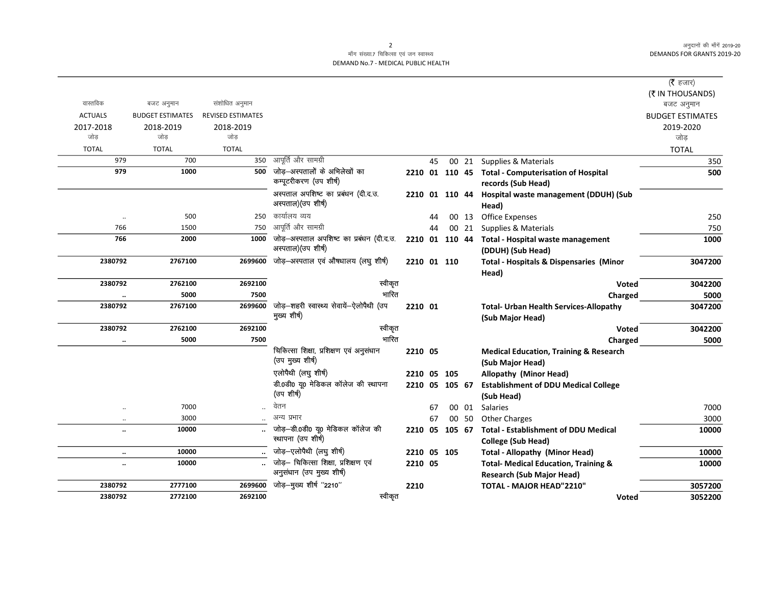माँग संख्या.7 चिकित्सा एवं जन स्वास्थ्य
DEMAND No.7 - MEDICAL PUBLIC HEALTH

अनुदानों की माँगें 2019-20
DEMANDS FOR GRANTS 2019-20

| वास्तविक ACTUALS 2017-2018 जोड़ TOTAL | बजट अनुमान BUDGET ESTIMATES 2018-2019 जोड़ TOTAL | संशोधित अनुमान REVISED ESTIMATES 2018-2019 जोड़ TOTAL | | | | | | | (₹ हजार) (₹ IN THOUSANDS) बजट अनुमान BUDGET ESTIMATES 2019-2020 जोड़ TOTAL |
|---|---|---|---|---|---|---|---|---|---|
| 979 | 700 | 350 | आपूर्ति और सामग्री | | 45 | 00 | 21 | Supplies & Materials | 350 |
| **979** | **1000** | **500** | जोड़–अस्पतालों के अभिलेखों का कम्प्यूटरीकरण (उप शीर्ष) | **2210** | **01** | **110** | **45** | **Total - Computerisation of Hospital records (Sub Head)** | **500** |
| | | | अस्पताल अपशिष्ट का प्रबंधन (दी.द.उ. अस्पताल)(उप शीर्ष) | **2210** | **01** | **110** | **44** | **Hospital waste management (DDUH) (Sub Head)** | |
| .. | 500 | 250 | कार्यालय व्यय | | 44 | 00 | 13 | Office Expenses | 250 |
| 766 | 1500 | 750 | आपूर्ति और सामग्री | | 44 | 00 | 21 | Supplies & Materials | 750 |
| **766** | **2000** | **1000** | जोड़–अस्पताल अपशिष्ट का प्रबंधन (दी.द.उ. अस्पताल)(उप शीर्ष) | **2210** | **01** | **110** | **44** | **Total - Hospital waste management (DDUH) (Sub Head)** | **1000** |
| **2380792** | **2767100** | **2699600** | जोड़–अस्पताल एवं औषधालय (लघु शीर्ष) | **2210** | **01** | **110** | | **Total - Hospitals & Dispensaries (Minor Head)** | **3047200** |
| **2380792** | **2762100** | **2692100** | स्वीकृत | | | | | **Voted** | **3042200** |
| **..** | **5000** | **7500** | भारित | | | | | **Charged** | **5000** |
| **2380792** | **2767100** | **2699600** | जोड़–शहरी स्वास्थ्य सेवायें–ऐलोपैथी (उप मुख्य शीर्ष) | **2210** | **01** | | | **Total- Urban Health Services-Allopathy (Sub Major Head)** | **3047200** |
| **2380792** | **2762100** | **2692100** | स्वीकृत | | | | | **Voted** | **3042200** |
| **..** | **5000** | **7500** | भारित | | | | | **Charged** | **5000** |
| | | | चिकित्सा शिक्षा, प्रशिक्षण एवं अनुसंधान (उप मुख्य शीर्ष) | **2210** | **05** | | | **Medical Education, Training & Research (Sub Major Head)** | |
| | | | एलोपैथी (लघु शीर्ष) | **2210** | **05** | **105** | | **Allopathy (Minor Head)** | |
| | | | डी.0डी0 यू0 मेडिकल कॉलेज की स्थापना (उप शीर्ष) | **2210** | **05** | **105** | **67** | **Establishment of DDU Medical College (Sub Head)** | |
| .. | 7000 | .. | वेतन | | 67 | 00 | 01 | Salaries | 7000 |
| .. | 3000 | .. | अन्य प्रभार | | 67 | 00 | 50 | Other Charges | 3000 |
| **..** | **10000** | **..** | जोड़–डी.0डी0 यू0 मेडिकल कॉलेज की स्थापना (उप शीर्ष) | **2210** | **05** | **105** | **67** | **Total - Establishment of DDU Medical College (Sub Head)** | **10000** |
| **..** | **10000** | **..** | जोड़–एलोपैथी (लघु शीर्ष) | **2210** | **05** | **105** | | **Total - Allopathy (Minor Head)** | **10000** |
| **..** | **10000** | **..** | जोड़– चिकित्सा शिक्षा, प्रशिक्षण एवं अनुसंधान (उप मुख्य शीर्ष) | **2210** | **05** | | | **Total- Medical Education, Training & Research (Sub Major Head)** | **10000** |
| **2380792** | **2777100** | **2699600** | जोड़–मुख्य शीर्ष "2210" | **2210** | | | | **TOTAL - MAJOR HEAD"2210"** | **3057200** |
| **2380792** | **2772100** | **2692100** | स्वीकृत | | | | | **Voted** | **3052200** |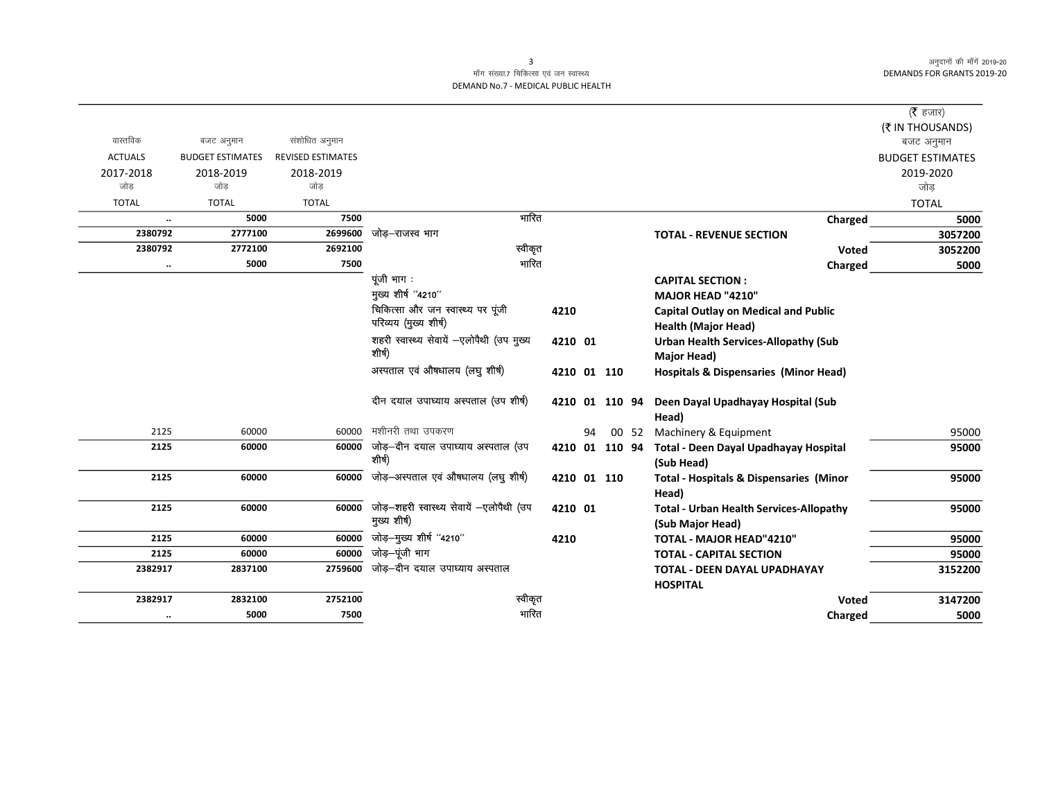माँग संख्या.7 चिकित्सा एवं जन स्वास्थ्य
DEMAND No.7 - MEDICAL PUBLIC HEALTH

अनुदानों की माँगें 2019-20
DEMANDS FOR GRANTS 2019-20

| वास्तविक ACTUALS 2017-2018 जोड़ TOTAL | बजट अनुमान BUDGET ESTIMATES 2018-2019 जोड़ TOTAL | संशोधित अनुमान REVISED ESTIMATES 2018-2019 जोड़ TOTAL | | | | (₹ हजार) (₹ IN THOUSANDS) बजट अनुमान BUDGET ESTIMATES 2019-2020 जोड़ TOTAL |
|---|---|---|---|---|---|---|
| .. | 5000 | 7500 | भारित | | Charged | 5000 |
| 2380792 | 2777100 | 2699600 | जोड़–राजस्व भाग | | TOTAL - REVENUE SECTION | 3057200 |
| 2380792 | 2772100 | 2692100 | स्वीकृत | | Voted | 3052200 |
| .. | 5000 | 7500 | भारित | | Charged | 5000 |
| | | | पूंजी भाग : | | CAPITAL SECTION : | |
| | | | मुख्य शीर्ष ''4210'' | | MAJOR HEAD "4210" | |
| | | | चिकित्सा और जन स्वास्थ्य पर पूंजी परिव्यय (मुख्य शीर्ष) | 4210 | Capital Outlay on Medical and Public Health (Major Head) | |
| | | | शहरी स्वास्थ्य सेवायें –एलोपैथी (उप मुख्य शीर्ष) | 4210 01 | Urban Health Services-Allopathy (Sub Major Head) | |
| | | | अस्पताल एवं औषधालय (लघु शीर्ष) | 4210 01 110 | Hospitals & Dispensaries (Minor Head) | |
| | | | दीन दयाल उपाध्याय अस्पताल (उप शीर्ष) | 4210 01 110 94 | Deen Dayal Upadhayay Hospital (Sub Head) | |
| 2125 | 60000 | 60000 | मशीनरी तथा उपकरण | 94 00 52 | Machinery & Equipment | 95000 |
| 2125 | 60000 | 60000 | जोड़–दीन दयाल उपाध्याय अस्पताल (उप शीर्ष) | 4210 01 110 94 | Total - Deen Dayal Upadhayay Hospital (Sub Head) | 95000 |
| 2125 | 60000 | 60000 | जोड़–अस्पताल एवं औषधालय (लघु शीर्ष) | 4210 01 110 | Total - Hospitals & Dispensaries (Minor Head) | 95000 |
| 2125 | 60000 | 60000 | जोड़–शहरी स्वास्थ्य सेवायें –एलोपैथी (उप मुख्य शीर्ष) | 4210 01 | Total - Urban Health Services-Allopathy (Sub Major Head) | 95000 |
| 2125 | 60000 | 60000 | जोड़–मुख्य शीर्ष ''4210'' | 4210 | TOTAL - MAJOR HEAD"4210" | 95000 |
| 2125 | 60000 | 60000 | जोड़–पूंजी भाग | | TOTAL - CAPITAL SECTION | 95000 |
| 2382917 | 2837100 | 2759600 | जोड़–दीन दयाल उपाध्याय अस्पताल | | TOTAL - DEEN DAYAL UPADHAYAY HOSPITAL | 3152200 |
| 2382917 | 2832100 | 2752100 | स्वीकृत | | Voted | 3147200 |
| .. | 5000 | 7500 | भारित | | Charged | 5000 |